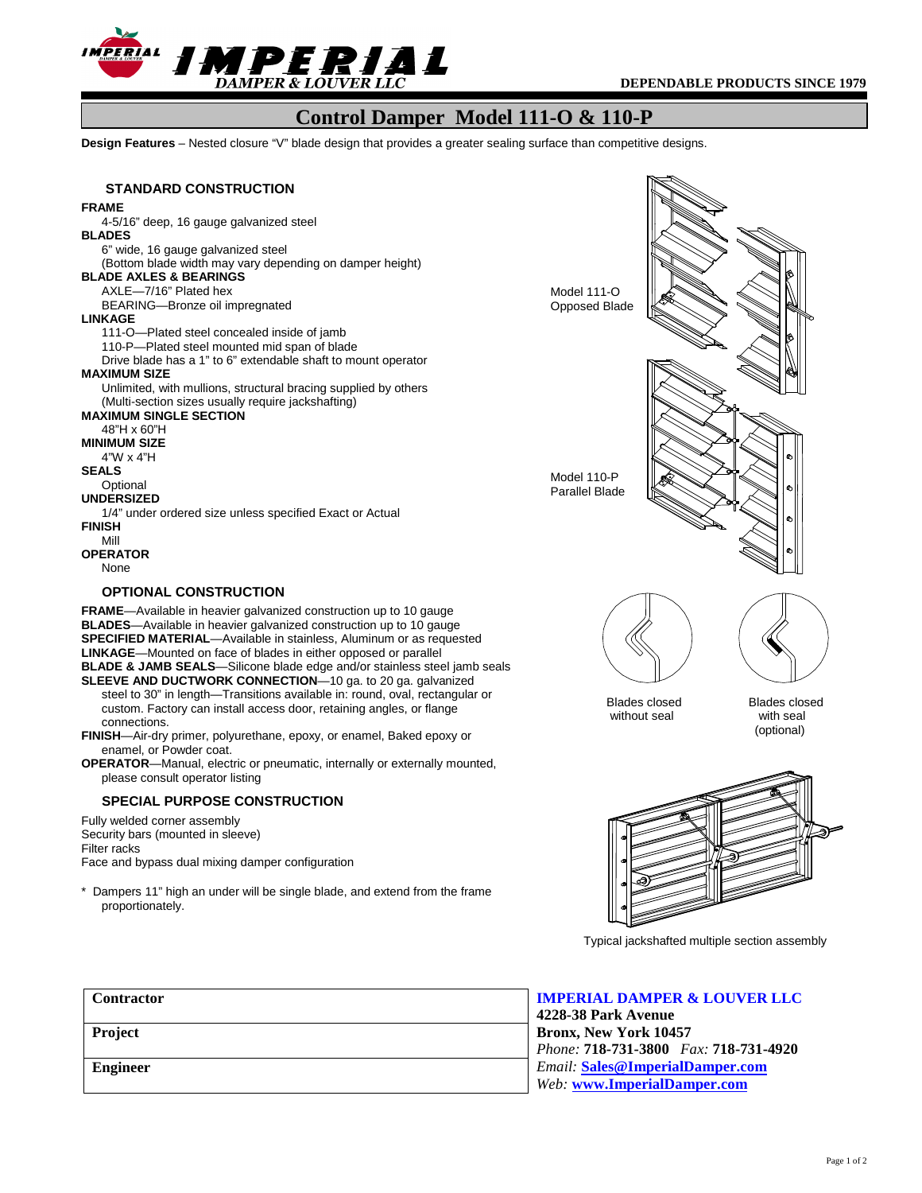IMPERIAL DAMPER & LOUVER LLC

DEPENDABLE PRODUCTS SINCE 1979

# Control Damper Model 111-O & 110-P

**Design Features** – Nested closure "V" blade design that provides a greater sealing surface than competitive designs.

## STANDARD CONSTRUCTION

**FRAME**
4-5/16" deep, 16 gauge galvanized steel

**BLADES**
6" wide, 16 gauge galvanized steel
(Bottom blade width may vary depending on damper height)

**BLADE AXLES & BEARINGS**
AXLE—7/16" Plated hex
BEARING—Bronze oil impregnated

**LINKAGE**
111-O—Plated steel concealed inside of jamb
110-P—Plated steel mounted mid span of blade
Drive blade has a 1" to 6" extendable shaft to mount operator

**MAXIMUM SIZE**
Unlimited, with mullions, structural bracing supplied by others
(Multi-section sizes usually require jackshafting)

**MAXIMUM SINGLE SECTION**
48"H x 60"H

**MINIMUM SIZE**
4"W x 4"H

**SEALS**
Optional

**UNDERSIZED**
1/4" under ordered size unless specified Exact or Actual

**FINISH**
Mill

**OPERATOR**
None

## OPTIONAL CONSTRUCTION

**FRAME**—Available in heavier galvanized construction up to 10 gauge
**BLADES**—Available in heavier galvanized construction up to 10 gauge
**SPECIFIED MATERIAL**—Available in stainless, Aluminum or as requested
**LINKAGE**—Mounted on face of blades in either opposed or parallel
**BLADE & JAMB SEALS**—Silicone blade edge and/or stainless steel jamb seals
**SLEEVE AND DUCTWORK CONNECTION**—10 ga. to 20 ga. galvanized steel to 30" in length—Transitions available in: round, oval, rectangular or custom. Factory can install access door, retaining angles, or flange connections.
**FINISH**—Air-dry primer, polyurethane, epoxy, or enamel, Baked epoxy or enamel, or Powder coat.
**OPERATOR**—Manual, electric or pneumatic, internally or externally mounted, please consult operator listing

## SPECIAL PURPOSE CONSTRUCTION

Fully welded corner assembly
Security bars (mounted in sleeve)
Filter racks
Face and bypass dual mixing damper configuration

\* Dampers 11" high an under will be single blade, and extend from the frame proportionately.

Model 111-O Opposed Blade

Model 110-P Parallel Blade

Blades closed without seal

Blades closed with seal (optional)

Typical jackshafted multiple section assembly

| Contractor |
|---|
| Project |
| Engineer |

**IMPERIAL DAMPER & LOUVER LLC**
**4228-38 Park Avenue**
**Bronx, New York 10457**
*Phone:* **718-731-3800** *Fax:* **718-731-4920**
*Email:* **Sales@ImperialDamper.com**
*Web:* **www.ImperialDamper.com**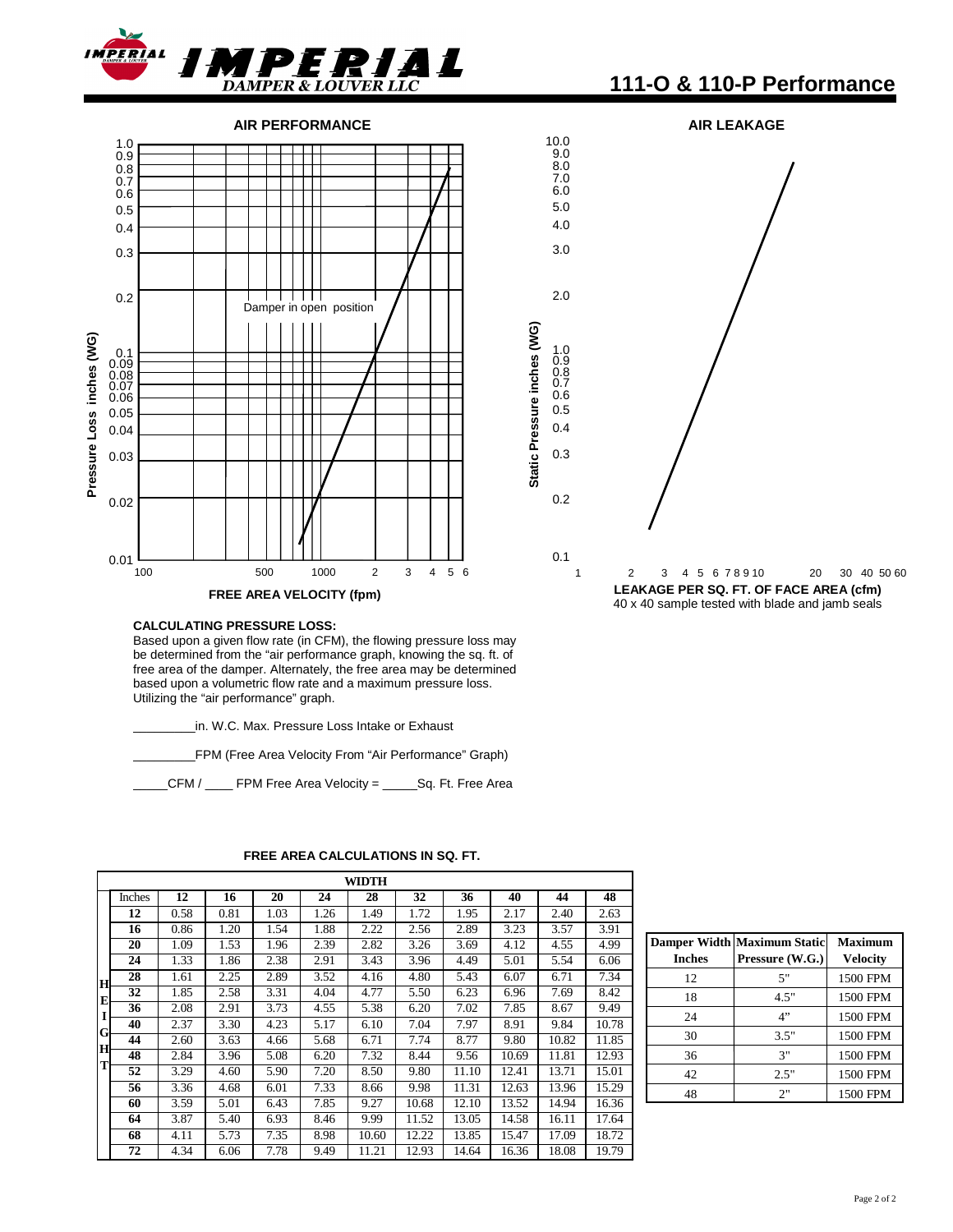# 111-O & 110-P Performance

## AIR PERFORMANCE

1.0
0.9
0.8
0.7
0.6
0.5
0.4
0.3
0.2
0.1
0.09
0.08
0.07
0.06
0.05
0.04
0.03
0.02
0.01

Pressure Loss inches (WG)

Damper in open position

100 500 1000 2 3 4 5 6

FREE AREA VELOCITY (fpm)

## AIR LEAKAGE

10.0
9.0
8.0
7.0
6.0
5.0
4.0
3.0
2.0
1.0
0.9
0.8
0.7
0.6
0.5
0.4
0.3
0.2
0.1

Static Pressure inches (WG)

1 2 3 4 5 6 7 8 9 10 20 30 40 50 60

**LEAKAGE PER SQ. FT. OF FACE AREA (cfm)**

40 x 40 sample tested with blade and jamb seals

### CALCULATING PRESSURE LOSS:

Based upon a given flow rate (in CFM), the flowing pressure loss may be determined from the "air performance graph, knowing the sq. ft. of free area of the damper. Alternately, the free area may be determined based upon a volumetric flow rate and a maximum pressure loss. Utilizing the "air performance" graph.

_________in. W.C. Max. Pressure Loss Intake or Exhaust

_________FPM (Free Area Velocity From "Air Performance" Graph)

_____CFM / ____ FPM Free Area Velocity = _____Sq. Ft. Free Area

### FREE AREA CALCULATIONS IN SQ. FT.

| | WIDTH | | | | | | | | | | |
|---|---|---|---|---|---|---|---|---|---|---|---|
| | Inches | **12** | **16** | **20** | **24** | **28** | **32** | **36** | **40** | **44** | **48** |
| **HEIGHT** | **12** | 0.58 | 0.81 | 1.03 | 1.26 | 1.49 | 1.72 | 1.95 | 2.17 | 2.40 | 2.63 |
| | **16** | 0.86 | 1.20 | 1.54 | 1.88 | 2.22 | 2.56 | 2.89 | 3.23 | 3.57 | 3.91 |
| | **20** | 1.09 | 1.53 | 1.96 | 2.39 | 2.82 | 3.26 | 3.69 | 4.12 | 4.55 | 4.99 |
| | **24** | 1.33 | 1.86 | 2.38 | 2.91 | 3.43 | 3.96 | 4.49 | 5.01 | 5.54 | 6.06 |
| | **28** | 1.61 | 2.25 | 2.89 | 3.52 | 4.16 | 4.80 | 5.43 | 6.07 | 6.71 | 7.34 |
| | **32** | 1.85 | 2.58 | 3.31 | 4.04 | 4.77 | 5.50 | 6.23 | 6.96 | 7.69 | 8.42 |
| | **36** | 2.08 | 2.91 | 3.73 | 4.55 | 5.38 | 6.20 | 7.02 | 7.85 | 8.67 | 9.49 |
| | **40** | 2.37 | 3.30 | 4.23 | 5.17 | 6.10 | 7.04 | 7.97 | 8.91 | 9.84 | 10.78 |
| | **44** | 2.60 | 3.63 | 4.66 | 5.68 | 6.71 | 7.74 | 8.77 | 9.80 | 10.82 | 11.85 |
| | **48** | 2.84 | 3.96 | 5.08 | 6.20 | 7.32 | 8.44 | 9.56 | 10.69 | 11.81 | 12.93 |
| | **52** | 3.29 | 4.60 | 5.90 | 7.20 | 8.50 | 9.80 | 11.10 | 12.41 | 13.71 | 15.01 |
| | **56** | 3.36 | 4.68 | 6.01 | 7.33 | 8.66 | 9.98 | 11.31 | 12.63 | 13.96 | 15.29 |
| | **60** | 3.59 | 5.01 | 6.43 | 7.85 | 9.27 | 10.68 | 12.10 | 13.52 | 14.94 | 16.36 |
| | **64** | 3.87 | 5.40 | 6.93 | 8.46 | 9.99 | 11.52 | 13.05 | 14.58 | 16.11 | 17.64 |
| | **68** | 4.11 | 5.73 | 7.35 | 8.98 | 10.60 | 12.22 | 13.85 | 15.47 | 17.09 | 18.72 |
| | **72** | 4.34 | 6.06 | 7.78 | 9.49 | 11.21 | 12.93 | 14.64 | 16.36 | 18.08 | 19.79 |

| Damper Width Inches | Maximum Static Pressure (W.G.) | Maximum Velocity |
|---|---|---|
| 12 | 5" | 1500 FPM |
| 18 | 4.5" | 1500 FPM |
| 24 | 4" | 1500 FPM |
| 30 | 3.5" | 1500 FPM |
| 36 | 3" | 1500 FPM |
| 42 | 2.5" | 1500 FPM |
| 48 | 2" | 1500 FPM |